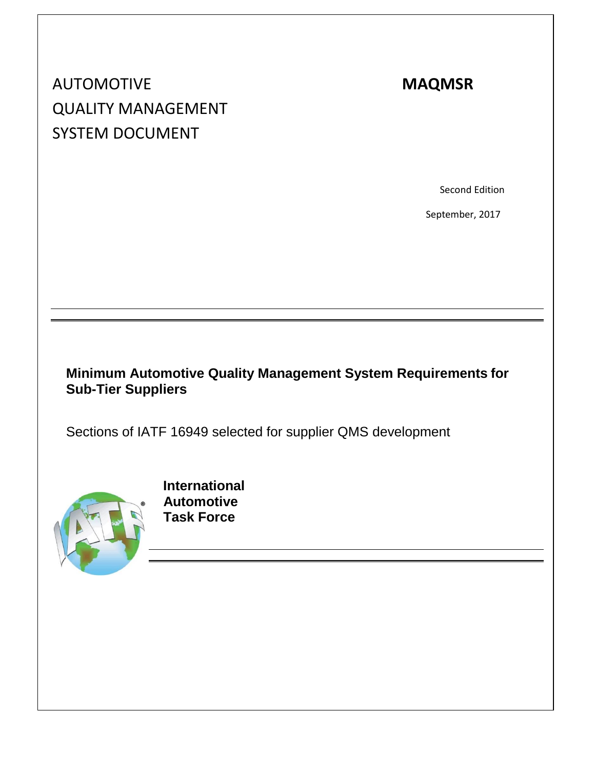# AUTOMOTIVE QUALITY MANAGEMENT SYSTEM DOCUMENT

**MAQMSR**

Second Edition

September, 2017

---

**Minimum Automotive Quality Management System Requirements for Sub-Tier Suppliers**

Sections of IATF 16949 selected for supplier QMS development

**International Automotive Task Force**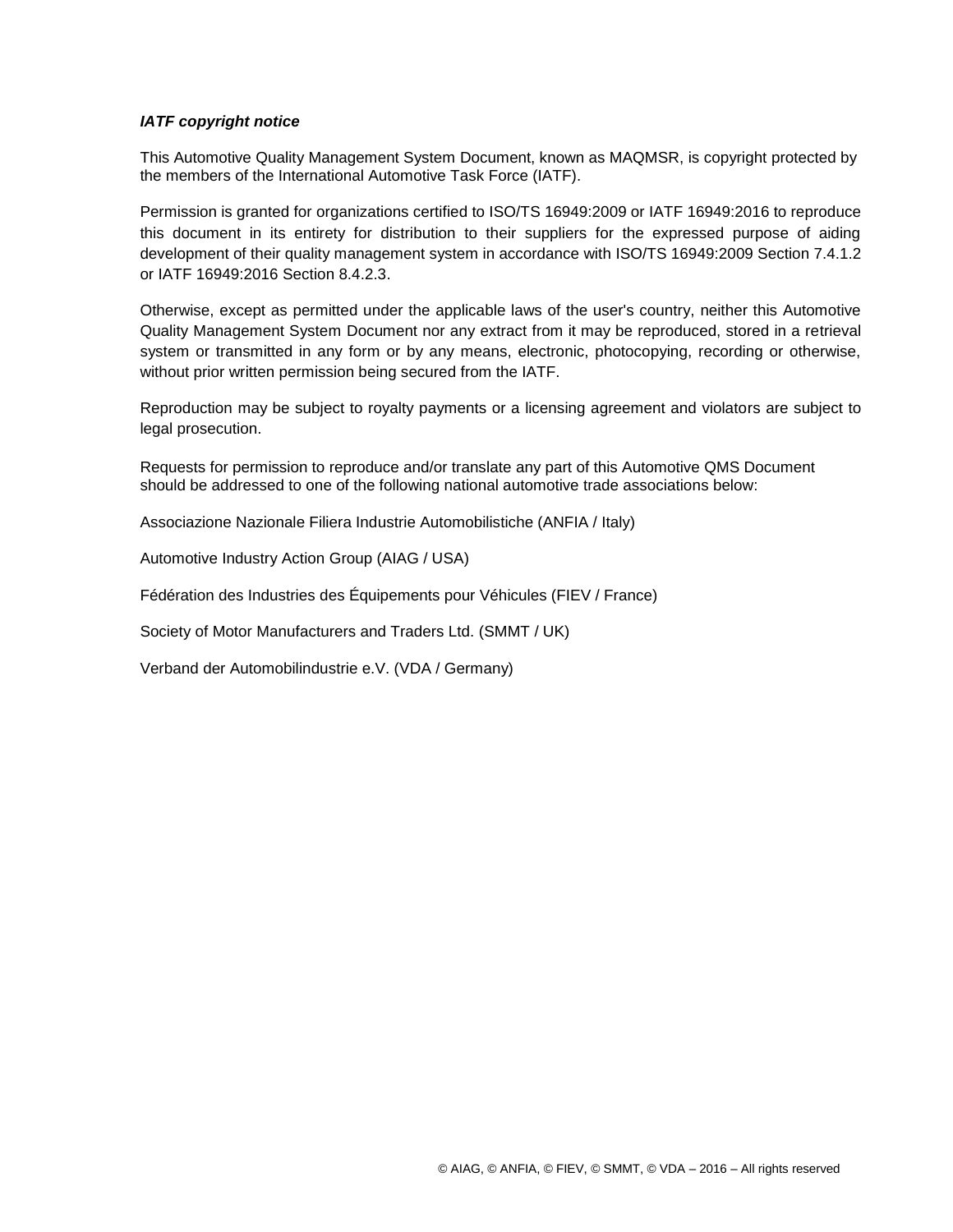***IATF copyright notice***

This Automotive Quality Management System Document, known as MAQMSR, is copyright protected by the members of the International Automotive Task Force (IATF).

Permission is granted for organizations certified to ISO/TS 16949:2009 or IATF 16949:2016 to reproduce this document in its entirety for distribution to their suppliers for the expressed purpose of aiding development of their quality management system in accordance with ISO/TS 16949:2009 Section 7.4.1.2 or IATF 16949:2016 Section 8.4.2.3.

Otherwise, except as permitted under the applicable laws of the user's country, neither this Automotive Quality Management System Document nor any extract from it may be reproduced, stored in a retrieval system or transmitted in any form or by any means, electronic, photocopying, recording or otherwise, without prior written permission being secured from the IATF.

Reproduction may be subject to royalty payments or a licensing agreement and violators are subject to legal prosecution.

Requests for permission to reproduce and/or translate any part of this Automotive QMS Document should be addressed to one of the following national automotive trade associations below:

Associazione Nazionale Filiera Industrie Automobilistiche (ANFIA / Italy)

Automotive Industry Action Group (AIAG / USA)

Fédération des Industries des Équipements pour Véhicules (FIEV / France)

Society of Motor Manufacturers and Traders Ltd. (SMMT / UK)

Verband der Automobilindustrie e.V. (VDA / Germany)

© AIAG, © ANFIA, © FIEV, © SMMT, © VDA – 2016 – All rights reserved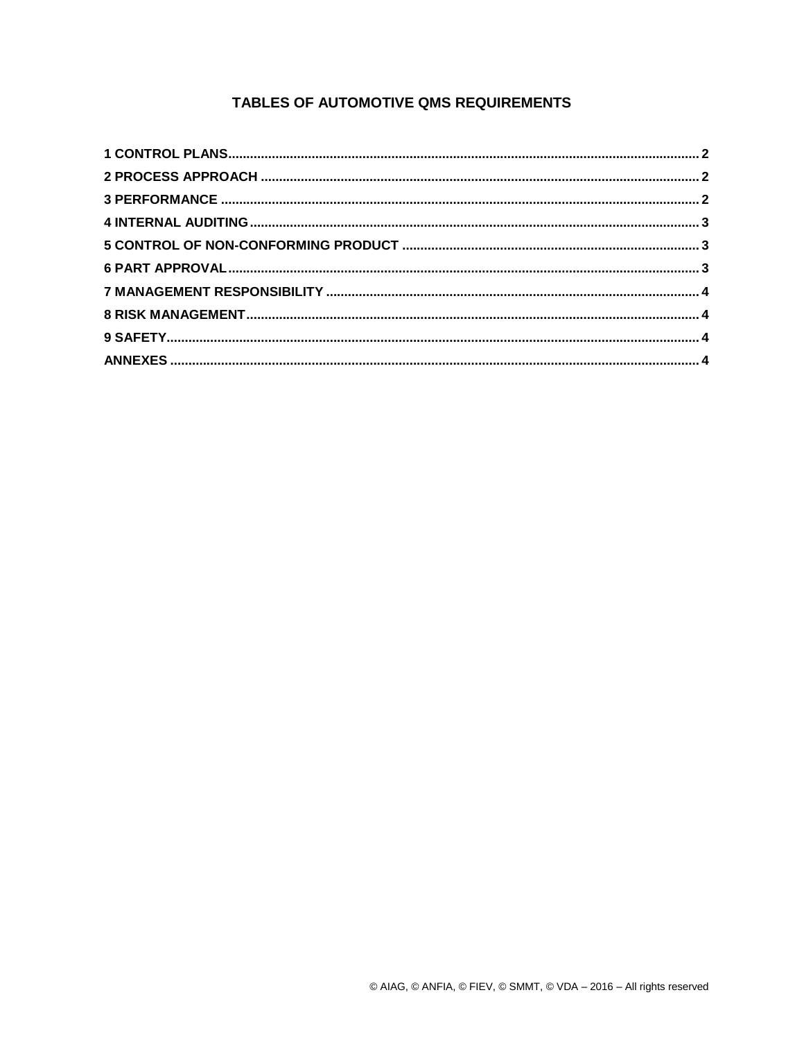# TABLES OF AUTOMOTIVE QMS REQUIREMENTS

1 CONTROL PLANS .......... 2
2 PROCESS APPROACH .......... 2
3 PERFORMANCE .......... 2
4 INTERNAL AUDITING .......... 3
5 CONTROL OF NON-CONFORMING PRODUCT .......... 3
6 PART APPROVAL .......... 3
7 MANAGEMENT RESPONSIBILITY .......... 4
8 RISK MANAGEMENT .......... 4
9 SAFETY .......... 4
ANNEXES .......... 4

© AIAG, © ANFIA, © FIEV, © SMMT, © VDA – 2016 – All rights reserved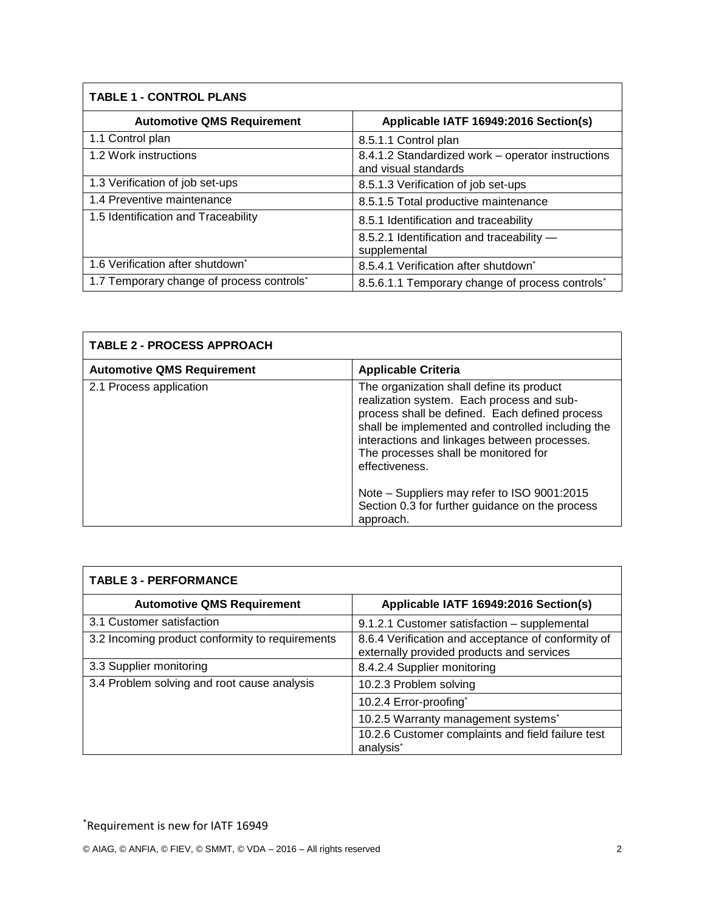| TABLE 1 - CONTROL PLANS | |
|---|---|
| **Automotive QMS Requirement** | **Applicable IATF 16949:2016 Section(s)** |
| 1.1 Control plan | 8.5.1.1 Control plan |
| 1.2 Work instructions | 8.4.1.2 Standardized work – operator instructions and visual standards |
| 1.3 Verification of job set-ups | 8.5.1.3 Verification of job set-ups |
| 1.4 Preventive maintenance | 8.5.1.5 Total productive maintenance |
| 1.5 Identification and Traceability | 8.5.1 Identification and traceability |
| | 8.5.2.1 Identification and traceability — supplemental |
| 1.6 Verification after shutdown* | 8.5.4.1 Verification after shutdown* |
| 1.7 Temporary change of process controls* | 8.5.6.1.1 Temporary change of process controls* |

| TABLE 2 - PROCESS APPROACH | |
|---|---|
| **Automotive QMS Requirement** | **Applicable Criteria** |
| 2.1 Process application | The organization shall define its product realization system. Each process and sub-process shall be defined. Each defined process shall be implemented and controlled including the interactions and linkages between processes. The processes shall be monitored for effectiveness.<br><br>Note – Suppliers may refer to ISO 9001:2015 Section 0.3 for further guidance on the process approach. |

| TABLE 3 - PERFORMANCE | |
|---|---|
| **Automotive QMS Requirement** | **Applicable IATF 16949:2016 Section(s)** |
| 3.1 Customer satisfaction | 9.1.2.1 Customer satisfaction – supplemental |
| 3.2 Incoming product conformity to requirements | 8.6.4 Verification and acceptance of conformity of externally provided products and services |
| 3.3 Supplier monitoring | 8.4.2.4 Supplier monitoring |
| 3.4 Problem solving and root cause analysis | 10.2.3 Problem solving |
| | 10.2.4 Error-proofing* |
| | 10.2.5 Warranty management systems* |
| | 10.2.6 Customer complaints and field failure test analysis* |

*Requirement is new for IATF 16949

© AIAG, © ANFIA, © FIEV, © SMMT, © VDA – 2016 – All rights reserved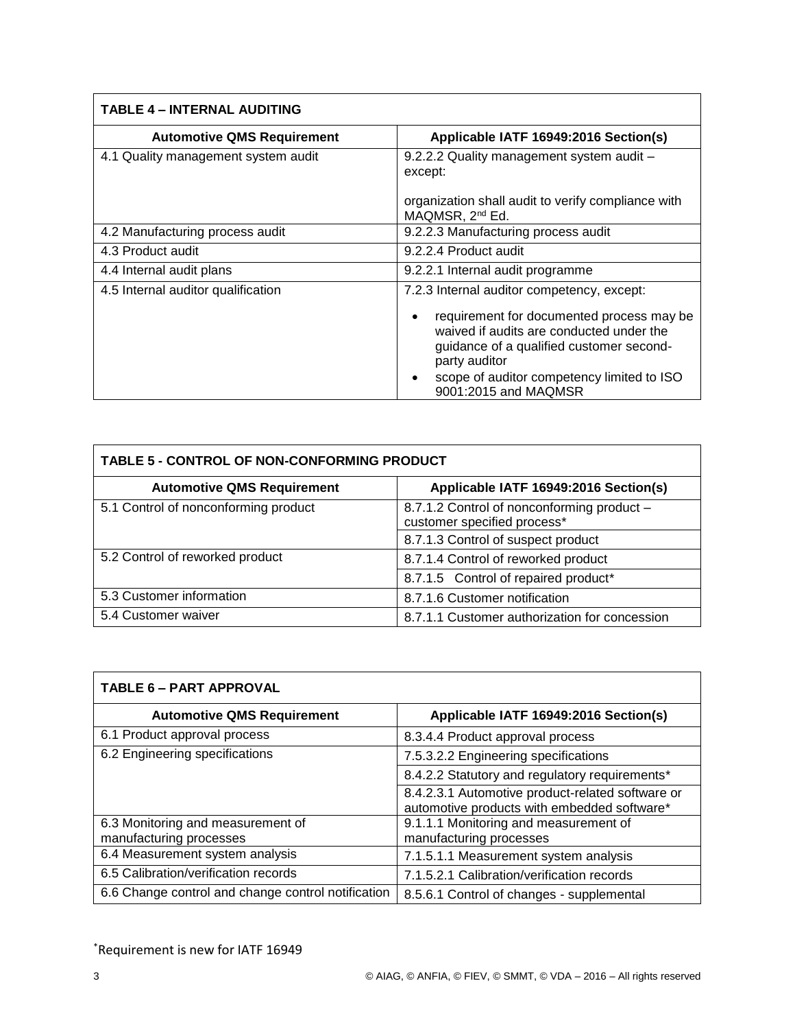| TABLE 4 – INTERNAL AUDITING | |
|---|---|
| **Automotive QMS Requirement** | **Applicable IATF 16949:2016 Section(s)** |
| 4.1 Quality management system audit | 9.2.2.2 Quality management system audit – except:<br><br>organization shall audit to verify compliance with MAQMSR, 2nd Ed. |
| 4.2 Manufacturing process audit | 9.2.2.3 Manufacturing process audit |
| 4.3 Product audit | 9.2.2.4 Product audit |
| 4.4 Internal audit plans | 9.2.2.1 Internal audit programme |
| 4.5 Internal auditor qualification | 7.2.3 Internal auditor competency, except:<br>• requirement for documented process may be waived if audits are conducted under the guidance of a qualified customer second-party auditor<br>• scope of auditor competency limited to ISO 9001:2015 and MAQMSR |

| TABLE 5 - CONTROL OF NON-CONFORMING PRODUCT | |
|---|---|
| **Automotive QMS Requirement** | **Applicable IATF 16949:2016 Section(s)** |
| 5.1 Control of nonconforming product | 8.7.1.2 Control of nonconforming product – customer specified process* |
| | 8.7.1.3 Control of suspect product |
| 5.2 Control of reworked product | 8.7.1.4 Control of reworked product |
| | 8.7.1.5 Control of repaired product* |
| 5.3 Customer information | 8.7.1.6 Customer notification |
| 5.4 Customer waiver | 8.7.1.1 Customer authorization for concession |

| TABLE 6 – PART APPROVAL | |
|---|---|
| **Automotive QMS Requirement** | **Applicable IATF 16949:2016 Section(s)** |
| 6.1 Product approval process | 8.3.4.4 Product approval process |
| 6.2 Engineering specifications | 7.5.3.2.2 Engineering specifications |
| | 8.4.2.2 Statutory and regulatory requirements* |
| | 8.4.2.3.1 Automotive product-related software or automotive products with embedded software* |
| 6.3 Monitoring and measurement of manufacturing processes | 9.1.1.1 Monitoring and measurement of manufacturing processes |
| 6.4 Measurement system analysis | 7.1.5.1.1 Measurement system analysis |
| 6.5 Calibration/verification records | 7.1.5.2.1 Calibration/verification records |
| 6.6 Change control and change control notification | 8.5.6.1 Control of changes - supplemental |

*Requirement is new for IATF 16949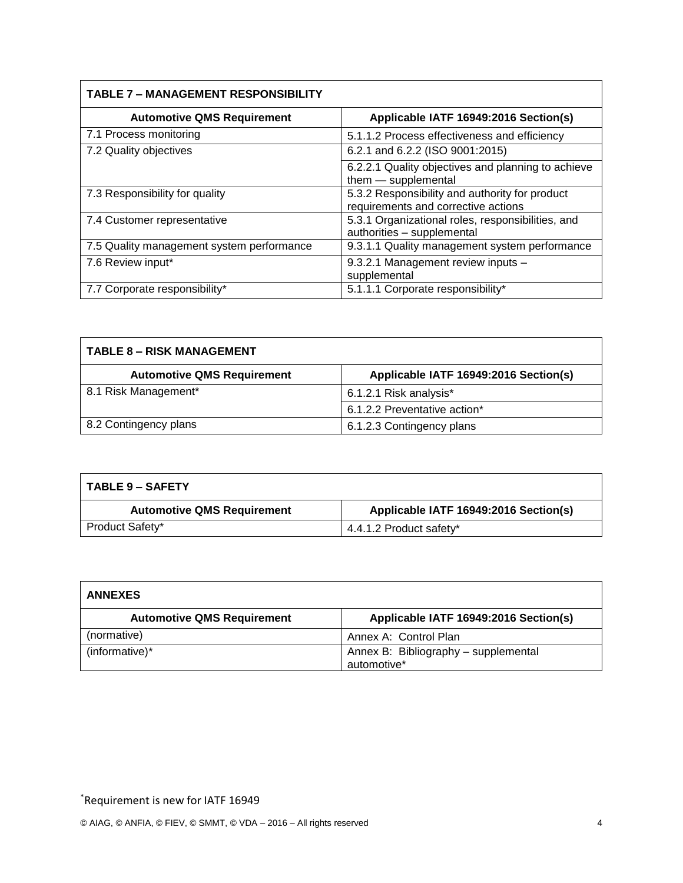| TABLE 7 – MANAGEMENT RESPONSIBILITY | |
|---|---|
| **Automotive QMS Requirement** | **Applicable IATF 16949:2016 Section(s)** |
| 7.1 Process monitoring | 5.1.1.2 Process effectiveness and efficiency |
| 7.2 Quality objectives | 6.2.1 and 6.2.2 (ISO 9001:2015) |
| | 6.2.2.1 Quality objectives and planning to achieve them — supplemental |
| 7.3 Responsibility for quality | 5.3.2 Responsibility and authority for product requirements and corrective actions |
| 7.4 Customer representative | 5.3.1 Organizational roles, responsibilities, and authorities – supplemental |
| 7.5 Quality management system performance | 9.3.1.1 Quality management system performance |
| 7.6 Review input* | 9.3.2.1 Management review inputs – supplemental |
| 7.7 Corporate responsibility* | 5.1.1.1 Corporate responsibility* |

| TABLE 8 – RISK MANAGEMENT | |
|---|---|
| **Automotive QMS Requirement** | **Applicable IATF 16949:2016 Section(s)** |
| 8.1 Risk Management* | 6.1.2.1 Risk analysis* |
| | 6.1.2.2 Preventative action* |
| 8.2 Contingency plans | 6.1.2.3 Contingency plans |

| TABLE 9 – SAFETY | |
|---|---|
| **Automotive QMS Requirement** | **Applicable IATF 16949:2016 Section(s)** |
| Product Safety* | 4.4.1.2 Product safety* |

| ANNEXES | |
|---|---|
| **Automotive QMS Requirement** | **Applicable IATF 16949:2016 Section(s)** |
| (normative) | Annex A: Control Plan |
| (informative)* | Annex B: Bibliography – supplemental automotive* |

*Requirement is new for IATF 16949

© AIAG, © ANFIA, © FIEV, © SMMT, © VDA – 2016 – All rights reserved